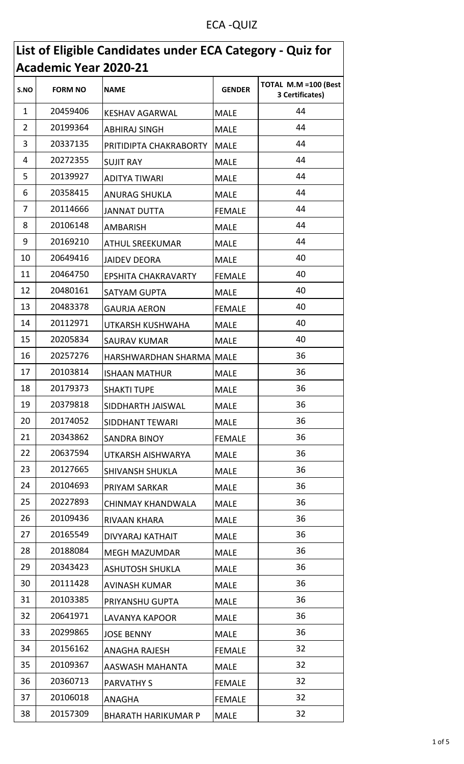ECA -QUIZ

# List of Eligible Candidates under ECA Category - Quiz for Academic Year 2020-21

| S.NO | FORM NO | NAME | GENDER | TOTAL M.M =100 (Best 3 Certificates) |
|---|---|---|---|---|
| 1 | 20459406 | KESHAV AGARWAL | MALE | 44 |
| 2 | 20199364 | ABHIRAJ SINGH | MALE | 44 |
| 3 | 20337135 | PRITIDIPTA CHAKRABORTY | MALE | 44 |
| 4 | 20272355 | SUJIT RAY | MALE | 44 |
| 5 | 20139927 | ADITYA TIWARI | MALE | 44 |
| 6 | 20358415 | ANURAG SHUKLA | MALE | 44 |
| 7 | 20114666 | JANNAT DUTTA | FEMALE | 44 |
| 8 | 20106148 | AMBARISH | MALE | 44 |
| 9 | 20169210 | ATHUL SREEKUMAR | MALE | 44 |
| 10 | 20649416 | JAIDEV DEORA | MALE | 40 |
| 11 | 20464750 | EPSHITA CHAKRAVARTY | FEMALE | 40 |
| 12 | 20480161 | SATYAM GUPTA | MALE | 40 |
| 13 | 20483378 | GAURJA AERON | FEMALE | 40 |
| 14 | 20112971 | UTKARSH KUSHWAHA | MALE | 40 |
| 15 | 20205834 | SAURAV KUMAR | MALE | 40 |
| 16 | 20257276 | HARSHWARDHAN SHARMA | MALE | 36 |
| 17 | 20103814 | ISHAAN MATHUR | MALE | 36 |
| 18 | 20179373 | SHAKTI TUPE | MALE | 36 |
| 19 | 20379818 | SIDDHARTH JAISWAL | MALE | 36 |
| 20 | 20174052 | SIDDHANT TEWARI | MALE | 36 |
| 21 | 20343862 | SANDRA BINOY | FEMALE | 36 |
| 22 | 20637594 | UTKARSH AISHWARYA | MALE | 36 |
| 23 | 20127665 | SHIVANSH SHUKLA | MALE | 36 |
| 24 | 20104693 | PRIYAM SARKAR | MALE | 36 |
| 25 | 20227893 | CHINMAY KHANDWALA | MALE | 36 |
| 26 | 20109436 | RIVAAN KHARA | MALE | 36 |
| 27 | 20165549 | DIVYARAJ KATHAIT | MALE | 36 |
| 28 | 20188084 | MEGH MAZUMDAR | MALE | 36 |
| 29 | 20343423 | ASHUTOSH SHUKLA | MALE | 36 |
| 30 | 20111428 | AVINASH KUMAR | MALE | 36 |
| 31 | 20103385 | PRIYANSHU GUPTA | MALE | 36 |
| 32 | 20641971 | LAVANYA KAPOOR | MALE | 36 |
| 33 | 20299865 | JOSE BENNY | MALE | 36 |
| 34 | 20156162 | ANAGHA RAJESH | FEMALE | 32 |
| 35 | 20109367 | AASWASH MAHANTA | MALE | 32 |
| 36 | 20360713 | PARVATHY S | FEMALE | 32 |
| 37 | 20106018 | ANAGHA | FEMALE | 32 |
| 38 | 20157309 | BHARATH HARIKUMAR P | MALE | 32 |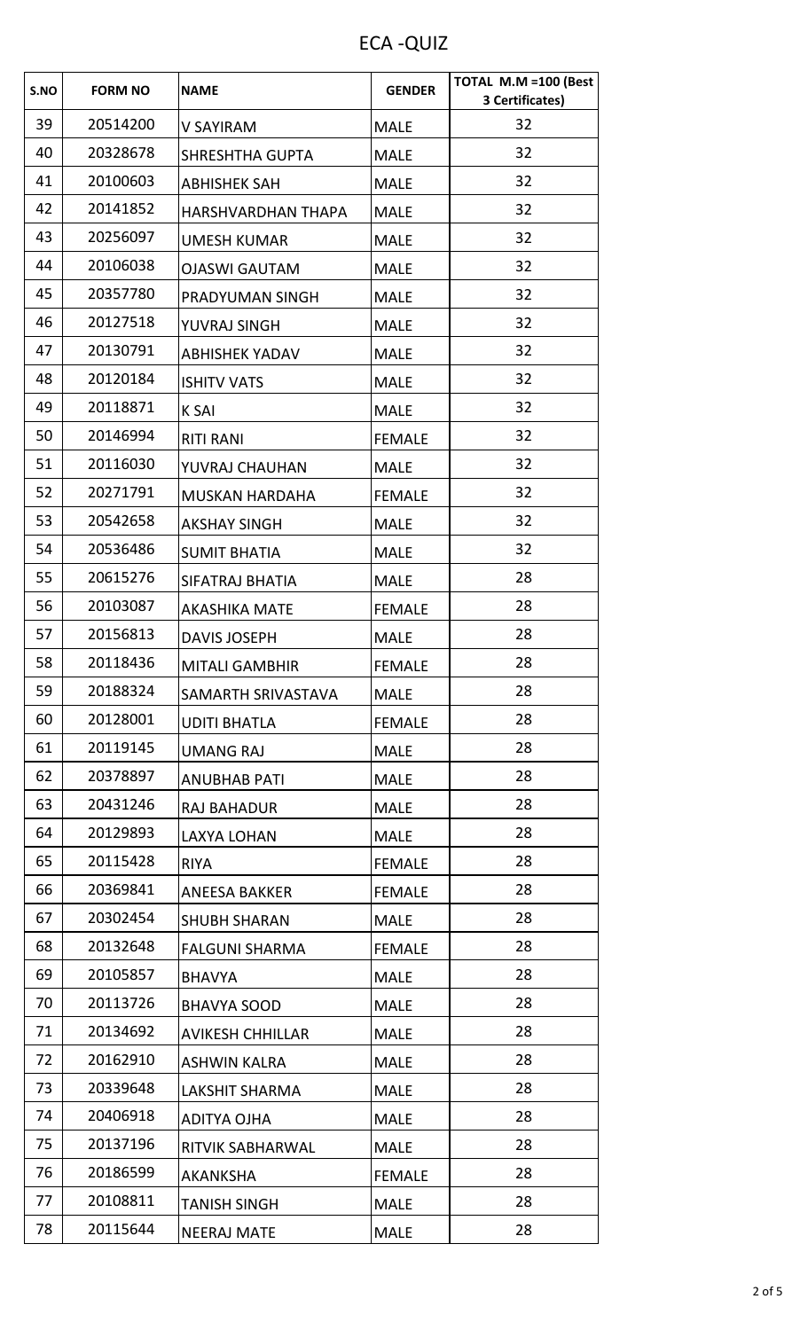# ECA -QUIZ

| S.NO | FORM NO | NAME | GENDER | TOTAL M.M =100 (Best 3 Certificates) |
|---|---|---|---|---|
| 39 | 20514200 | V SAYIRAM | MALE | 32 |
| 40 | 20328678 | SHRESHTHA GUPTA | MALE | 32 |
| 41 | 20100603 | ABHISHEK SAH | MALE | 32 |
| 42 | 20141852 | HARSHVARDHAN THAPA | MALE | 32 |
| 43 | 20256097 | UMESH KUMAR | MALE | 32 |
| 44 | 20106038 | OJASWI GAUTAM | MALE | 32 |
| 45 | 20357780 | PRADYUMAN SINGH | MALE | 32 |
| 46 | 20127518 | YUVRAJ SINGH | MALE | 32 |
| 47 | 20130791 | ABHISHEK YADAV | MALE | 32 |
| 48 | 20120184 | ISHITV VATS | MALE | 32 |
| 49 | 20118871 | K SAI | MALE | 32 |
| 50 | 20146994 | RITI RANI | FEMALE | 32 |
| 51 | 20116030 | YUVRAJ CHAUHAN | MALE | 32 |
| 52 | 20271791 | MUSKAN HARDAHA | FEMALE | 32 |
| 53 | 20542658 | AKSHAY SINGH | MALE | 32 |
| 54 | 20536486 | SUMIT BHATIA | MALE | 32 |
| 55 | 20615276 | SIFATRAJ BHATIA | MALE | 28 |
| 56 | 20103087 | AKASHIKA MATE | FEMALE | 28 |
| 57 | 20156813 | DAVIS JOSEPH | MALE | 28 |
| 58 | 20118436 | MITALI GAMBHIR | FEMALE | 28 |
| 59 | 20188324 | SAMARTH SRIVASTAVA | MALE | 28 |
| 60 | 20128001 | UDITI BHATLA | FEMALE | 28 |
| 61 | 20119145 | UMANG RAJ | MALE | 28 |
| 62 | 20378897 | ANUBHAB PATI | MALE | 28 |
| 63 | 20431246 | RAJ BAHADUR | MALE | 28 |
| 64 | 20129893 | LAXYA LOHAN | MALE | 28 |
| 65 | 20115428 | RIYA | FEMALE | 28 |
| 66 | 20369841 | ANEESA BAKKER | FEMALE | 28 |
| 67 | 20302454 | SHUBH SHARAN | MALE | 28 |
| 68 | 20132648 | FALGUNI SHARMA | FEMALE | 28 |
| 69 | 20105857 | BHAVYA | MALE | 28 |
| 70 | 20113726 | BHAVYA SOOD | MALE | 28 |
| 71 | 20134692 | AVIKESH CHHILLAR | MALE | 28 |
| 72 | 20162910 | ASHWIN KALRA | MALE | 28 |
| 73 | 20339648 | LAKSHIT SHARMA | MALE | 28 |
| 74 | 20406918 | ADITYA OJHA | MALE | 28 |
| 75 | 20137196 | RITVIK SABHARWAL | MALE | 28 |
| 76 | 20186599 | AKANKSHA | FEMALE | 28 |
| 77 | 20108811 | TANISH SINGH | MALE | 28 |
| 78 | 20115644 | NEERAJ MATE | MALE | 28 |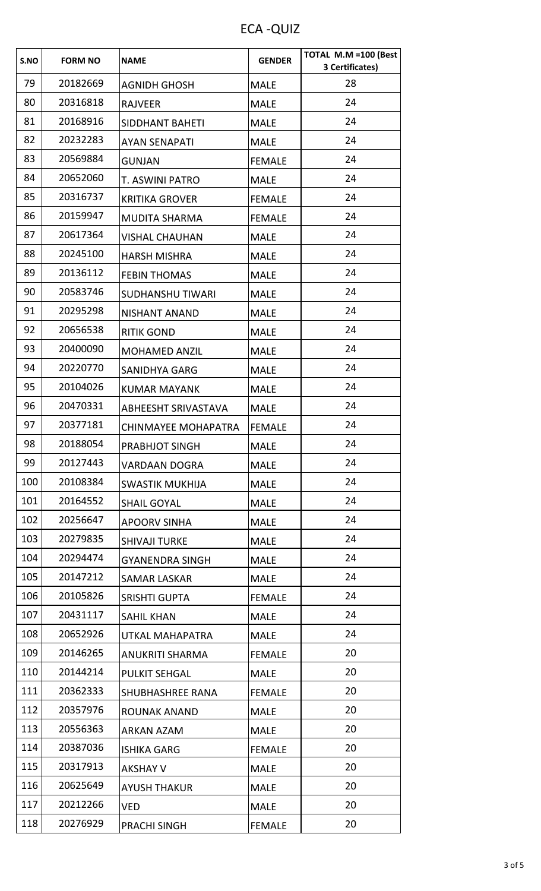# ECA -QUIZ

| S.NO | FORM NO | NAME | GENDER | TOTAL M.M =100 (Best 3 Certificates) |
|---|---|---|---|---|
| 79 | 20182669 | AGNIDH GHOSH | MALE | 28 |
| 80 | 20316818 | RAJVEER | MALE | 24 |
| 81 | 20168916 | SIDDHANT BAHETI | MALE | 24 |
| 82 | 20232283 | AYAN SENAPATI | MALE | 24 |
| 83 | 20569884 | GUNJAN | FEMALE | 24 |
| 84 | 20652060 | T. ASWINI PATRO | MALE | 24 |
| 85 | 20316737 | KRITIKA GROVER | FEMALE | 24 |
| 86 | 20159947 | MUDITA SHARMA | FEMALE | 24 |
| 87 | 20617364 | VISHAL CHAUHAN | MALE | 24 |
| 88 | 20245100 | HARSH MISHRA | MALE | 24 |
| 89 | 20136112 | FEBIN THOMAS | MALE | 24 |
| 90 | 20583746 | SUDHANSHU TIWARI | MALE | 24 |
| 91 | 20295298 | NISHANT ANAND | MALE | 24 |
| 92 | 20656538 | RITIK GOND | MALE | 24 |
| 93 | 20400090 | MOHAMED ANZIL | MALE | 24 |
| 94 | 20220770 | SANIDHYA GARG | MALE | 24 |
| 95 | 20104026 | KUMAR MAYANK | MALE | 24 |
| 96 | 20470331 | ABHEESHT SRIVASTAVA | MALE | 24 |
| 97 | 20377181 | CHINMAYEE MOHAPATRA | FEMALE | 24 |
| 98 | 20188054 | PRABHJOT SINGH | MALE | 24 |
| 99 | 20127443 | VARDAAN DOGRA | MALE | 24 |
| 100 | 20108384 | SWASTIK MUKHIJA | MALE | 24 |
| 101 | 20164552 | SHAIL GOYAL | MALE | 24 |
| 102 | 20256647 | APOORV SINHA | MALE | 24 |
| 103 | 20279835 | SHIVAJI TURKE | MALE | 24 |
| 104 | 20294474 | GYANENDRA SINGH | MALE | 24 |
| 105 | 20147212 | SAMAR LASKAR | MALE | 24 |
| 106 | 20105826 | SRISHTI GUPTA | FEMALE | 24 |
| 107 | 20431117 | SAHIL KHAN | MALE | 24 |
| 108 | 20652926 | UTKAL MAHAPATRA | MALE | 24 |
| 109 | 20146265 | ANUKRITI SHARMA | FEMALE | 20 |
| 110 | 20144214 | PULKIT SEHGAL | MALE | 20 |
| 111 | 20362333 | SHUBHASHREE RANA | FEMALE | 20 |
| 112 | 20357976 | ROUNAK ANAND | MALE | 20 |
| 113 | 20556363 | ARKAN AZAM | MALE | 20 |
| 114 | 20387036 | ISHIKA GARG | FEMALE | 20 |
| 115 | 20317913 | AKSHAY V | MALE | 20 |
| 116 | 20625649 | AYUSH THAKUR | MALE | 20 |
| 117 | 20212266 | VED | MALE | 20 |
| 118 | 20276929 | PRACHI SINGH | FEMALE | 20 |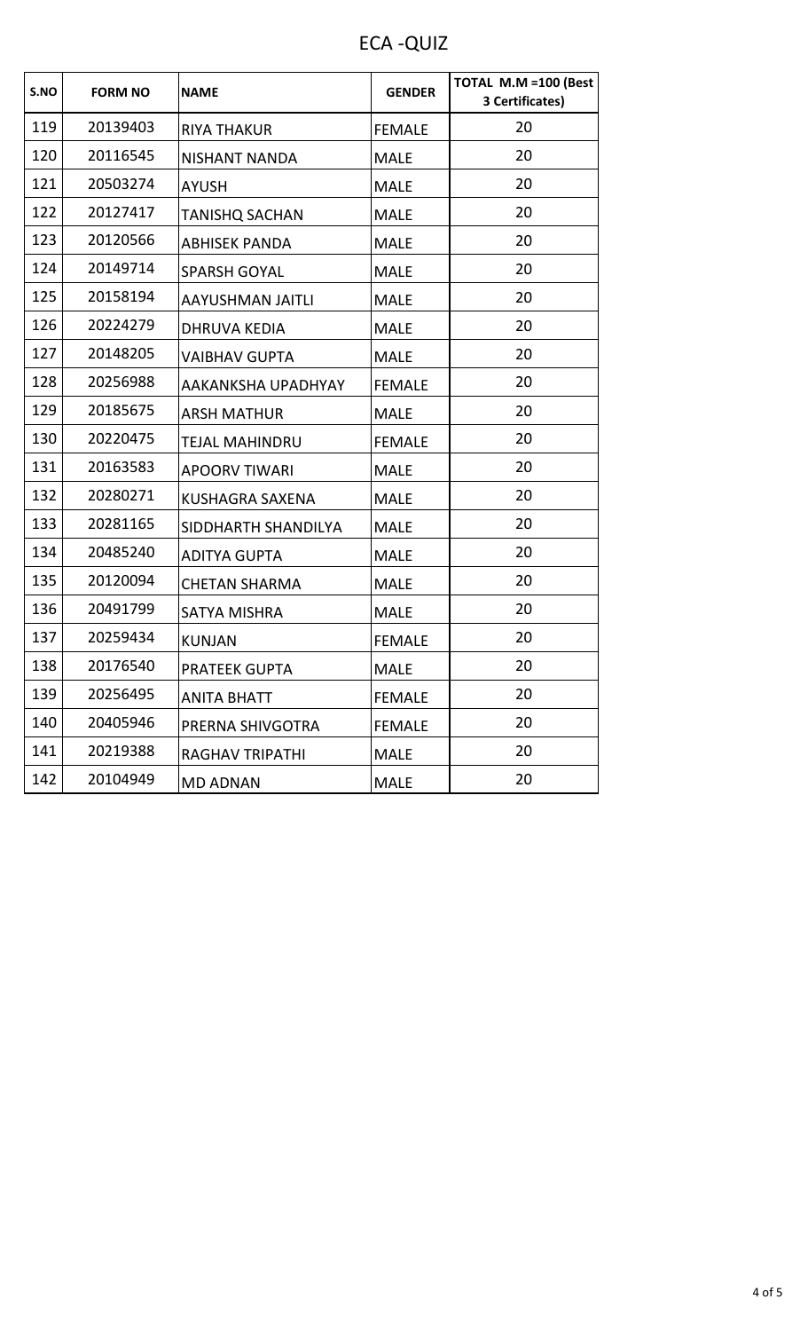# ECA -QUIZ

| S.NO | FORM NO | NAME | GENDER | TOTAL M.M =100 (Best 3 Certificates) |
|---|---|---|---|---|
| 119 | 20139403 | RIYA THAKUR | FEMALE | 20 |
| 120 | 20116545 | NISHANT NANDA | MALE | 20 |
| 121 | 20503274 | AYUSH | MALE | 20 |
| 122 | 20127417 | TANISHQ SACHAN | MALE | 20 |
| 123 | 20120566 | ABHISEK PANDA | MALE | 20 |
| 124 | 20149714 | SPARSH GOYAL | MALE | 20 |
| 125 | 20158194 | AAYUSHMAN JAITLI | MALE | 20 |
| 126 | 20224279 | DHRUVA KEDIA | MALE | 20 |
| 127 | 20148205 | VAIBHAV GUPTA | MALE | 20 |
| 128 | 20256988 | AAKANKSHA UPADHYAY | FEMALE | 20 |
| 129 | 20185675 | ARSH MATHUR | MALE | 20 |
| 130 | 20220475 | TEJAL MAHINDRU | FEMALE | 20 |
| 131 | 20163583 | APOORV TIWARI | MALE | 20 |
| 132 | 20280271 | KUSHAGRA SAXENA | MALE | 20 |
| 133 | 20281165 | SIDDHARTH SHANDILYA | MALE | 20 |
| 134 | 20485240 | ADITYA GUPTA | MALE | 20 |
| 135 | 20120094 | CHETAN SHARMA | MALE | 20 |
| 136 | 20491799 | SATYA MISHRA | MALE | 20 |
| 137 | 20259434 | KUNJAN | FEMALE | 20 |
| 138 | 20176540 | PRATEEK GUPTA | MALE | 20 |
| 139 | 20256495 | ANITA BHATT | FEMALE | 20 |
| 140 | 20405946 | PRERNA SHIVGOTRA | FEMALE | 20 |
| 141 | 20219388 | RAGHAV TRIPATHI | MALE | 20 |
| 142 | 20104949 | MD ADNAN | MALE | 20 |